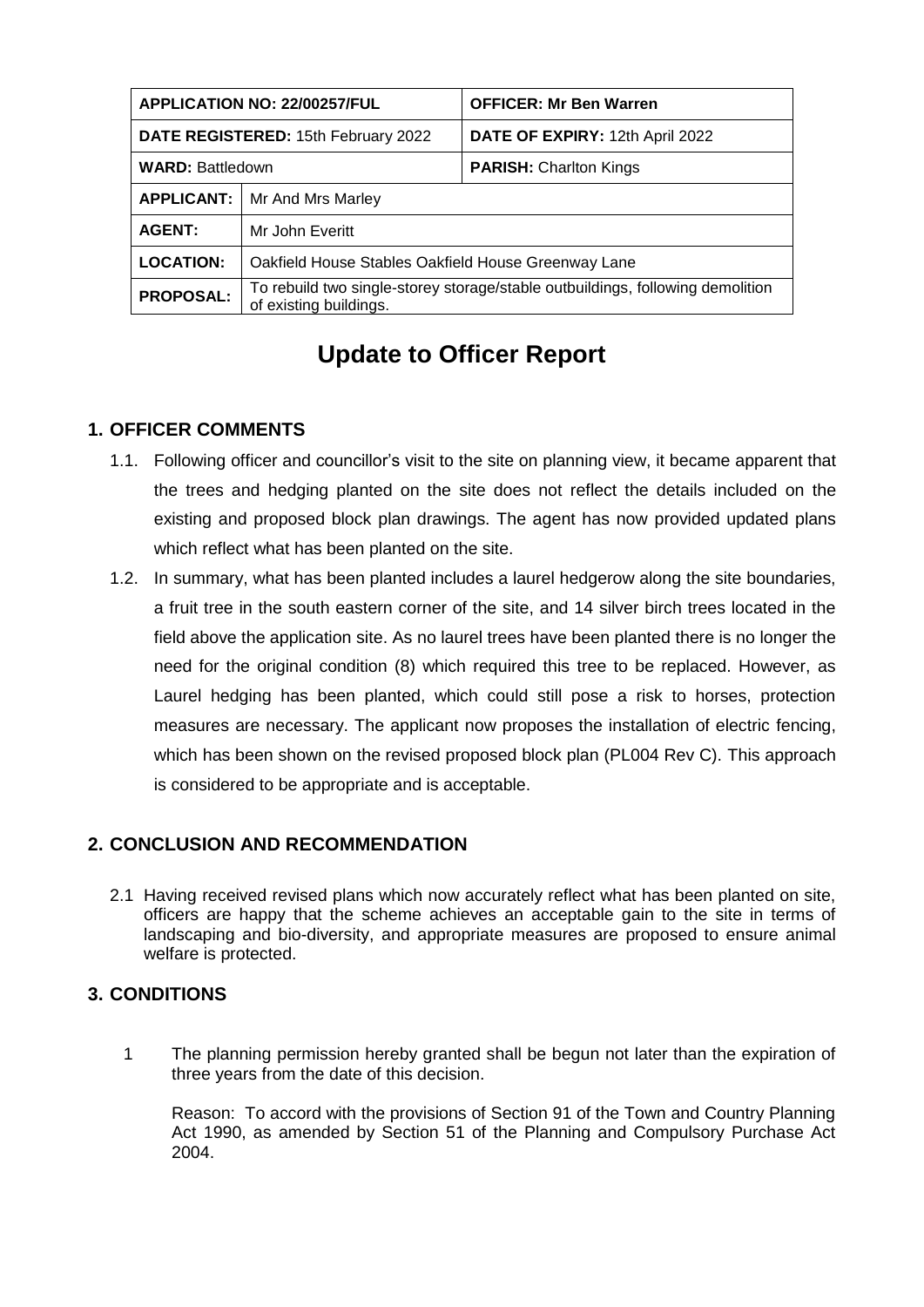| APPLICATION NO: 22/00257/FUL | | OFFICER: Mr Ben Warren |
|---|---|---|
| DATE REGISTERED: 15th February 2022 | | DATE OF EXPIRY: 12th April 2022 |
| WARD: Battledown | | PARISH: Charlton Kings |
| APPLICANT: | Mr And Mrs Marley | |
| AGENT: | Mr John Everitt | |
| LOCATION: | Oakfield House Stables Oakfield House Greenway Lane | |
| PROPOSAL: | To rebuild two single-storey storage/stable outbuildings, following demolition of existing buildings. | |

# Update to Officer Report

## 1. OFFICER COMMENTS

1.1. Following officer and councillor's visit to the site on planning view, it became apparent that the trees and hedging planted on the site does not reflect the details included on the existing and proposed block plan drawings. The agent has now provided updated plans which reflect what has been planted on the site.

1.2. In summary, what has been planted includes a laurel hedgerow along the site boundaries, a fruit tree in the south eastern corner of the site, and 14 silver birch trees located in the field above the application site. As no laurel trees have been planted there is no longer the need for the original condition (8) which required this tree to be replaced. However, as Laurel hedging has been planted, which could still pose a risk to horses, protection measures are necessary. The applicant now proposes the installation of electric fencing, which has been shown on the revised proposed block plan (PL004 Rev C). This approach is considered to be appropriate and is acceptable.

## 2. CONCLUSION AND RECOMMENDATION

2.1 Having received revised plans which now accurately reflect what has been planted on site, officers are happy that the scheme achieves an acceptable gain to the site in terms of landscaping and bio-diversity, and appropriate measures are proposed to ensure animal welfare is protected.

## 3. CONDITIONS

1 The planning permission hereby granted shall be begun not later than the expiration of three years from the date of this decision.

Reason: To accord with the provisions of Section 91 of the Town and Country Planning Act 1990, as amended by Section 51 of the Planning and Compulsory Purchase Act 2004.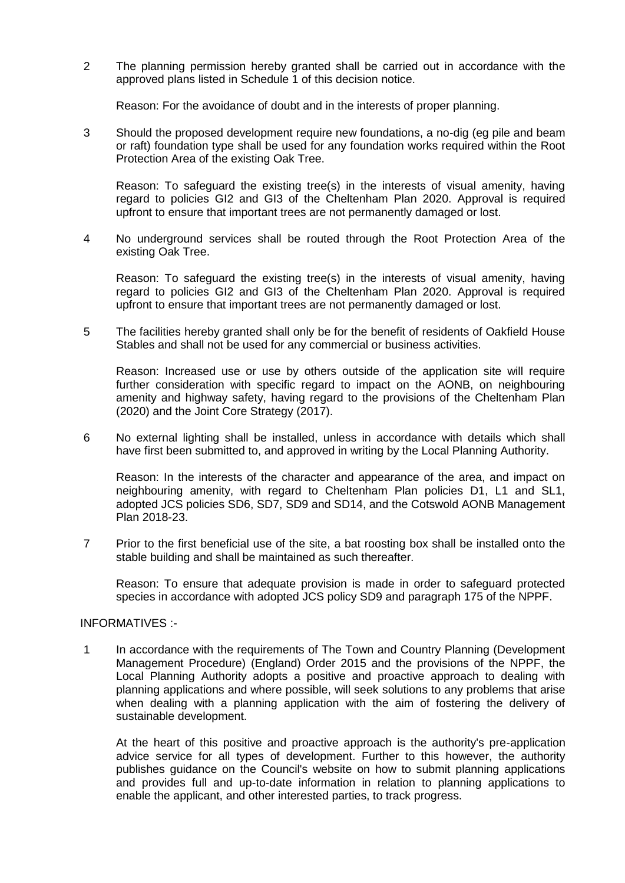2 The planning permission hereby granted shall be carried out in accordance with the approved plans listed in Schedule 1 of this decision notice.

Reason: For the avoidance of doubt and in the interests of proper planning.

3 Should the proposed development require new foundations, a no-dig (eg pile and beam or raft) foundation type shall be used for any foundation works required within the Root Protection Area of the existing Oak Tree.

Reason: To safeguard the existing tree(s) in the interests of visual amenity, having regard to policies GI2 and GI3 of the Cheltenham Plan 2020. Approval is required upfront to ensure that important trees are not permanently damaged or lost.

4 No underground services shall be routed through the Root Protection Area of the existing Oak Tree.

Reason: To safeguard the existing tree(s) in the interests of visual amenity, having regard to policies GI2 and GI3 of the Cheltenham Plan 2020. Approval is required upfront to ensure that important trees are not permanently damaged or lost.

5 The facilities hereby granted shall only be for the benefit of residents of Oakfield House Stables and shall not be used for any commercial or business activities.

Reason: Increased use or use by others outside of the application site will require further consideration with specific regard to impact on the AONB, on neighbouring amenity and highway safety, having regard to the provisions of the Cheltenham Plan (2020) and the Joint Core Strategy (2017).

6 No external lighting shall be installed, unless in accordance with details which shall have first been submitted to, and approved in writing by the Local Planning Authority.

Reason: In the interests of the character and appearance of the area, and impact on neighbouring amenity, with regard to Cheltenham Plan policies D1, L1 and SL1, adopted JCS policies SD6, SD7, SD9 and SD14, and the Cotswold AONB Management Plan 2018-23.

7 Prior to the first beneficial use of the site, a bat roosting box shall be installed onto the stable building and shall be maintained as such thereafter.

Reason: To ensure that adequate provision is made in order to safeguard protected species in accordance with adopted JCS policy SD9 and paragraph 175 of the NPPF.

INFORMATIVES :-

1 In accordance with the requirements of The Town and Country Planning (Development Management Procedure) (England) Order 2015 and the provisions of the NPPF, the Local Planning Authority adopts a positive and proactive approach to dealing with planning applications and where possible, will seek solutions to any problems that arise when dealing with a planning application with the aim of fostering the delivery of sustainable development.

At the heart of this positive and proactive approach is the authority's pre-application advice service for all types of development. Further to this however, the authority publishes guidance on the Council's website on how to submit planning applications and provides full and up-to-date information in relation to planning applications to enable the applicant, and other interested parties, to track progress.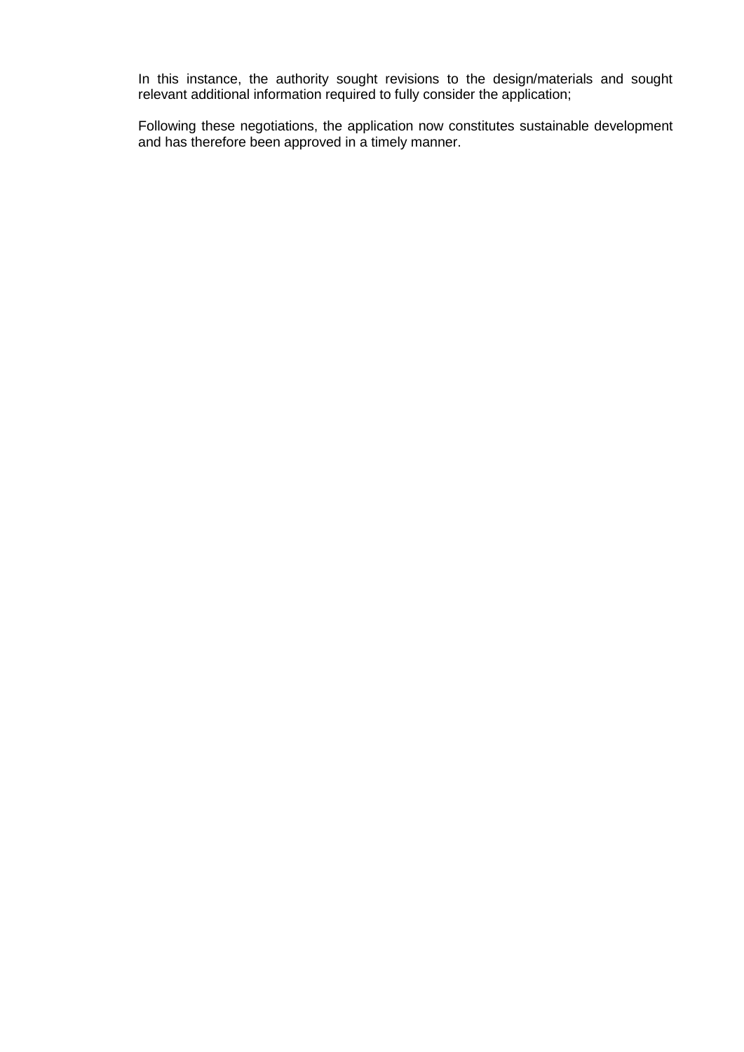In this instance, the authority sought revisions to the design/materials and sought relevant additional information required to fully consider the application;

Following these negotiations, the application now constitutes sustainable development and has therefore been approved in a timely manner.